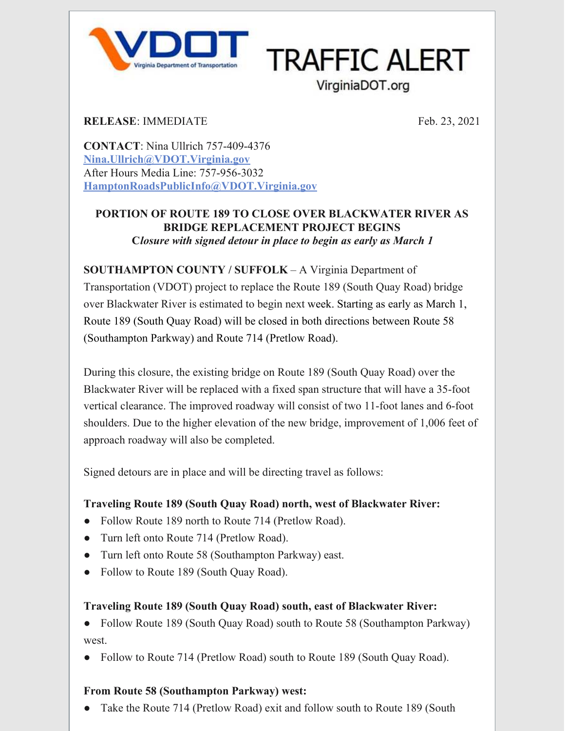VDOT Virginia Department of Transportation

# TRAFFIC ALERT

VirginiaDOT.org

**RELEASE**: IMMEDIATE

Feb. 23, 2021

**CONTACT**: Nina Ullrich 757-409-4376
**Nina.Ullrich@VDOT.Virginia.gov**
After Hours Media Line: 757-956-3032
**HamptonRoadsPublicInfo@VDOT.Virginia.gov**

## PORTION OF ROUTE 189 TO CLOSE OVER BLACKWATER RIVER AS BRIDGE REPLACEMENT PROJECT BEGINS

***Closure with signed detour in place to begin as early as March 1***

**SOUTHAMPTON COUNTY / SUFFOLK** – A Virginia Department of Transportation (VDOT) project to replace the Route 189 (South Quay Road) bridge over Blackwater River is estimated to begin next week. Starting as early as March 1, Route 189 (South Quay Road) will be closed in both directions between Route 58 (Southampton Parkway) and Route 714 (Pretlow Road).

During this closure, the existing bridge on Route 189 (South Quay Road) over the Blackwater River will be replaced with a fixed span structure that will have a 35-foot vertical clearance. The improved roadway will consist of two 11-foot lanes and 6-foot shoulders. Due to the higher elevation of the new bridge, improvement of 1,006 feet of approach roadway will also be completed.

Signed detours are in place and will be directing travel as follows:

**Traveling Route 189 (South Quay Road) north, west of Blackwater River:**

- Follow Route 189 north to Route 714 (Pretlow Road).
- Turn left onto Route 714 (Pretlow Road).
- Turn left onto Route 58 (Southampton Parkway) east.
- Follow to Route 189 (South Quay Road).

**Traveling Route 189 (South Quay Road) south, east of Blackwater River:**

- Follow Route 189 (South Quay Road) south to Route 58 (Southampton Parkway) west.
- Follow to Route 714 (Pretlow Road) south to Route 189 (South Quay Road).

**From Route 58 (Southampton Parkway) west:**

- Take the Route 714 (Pretlow Road) exit and follow south to Route 189 (South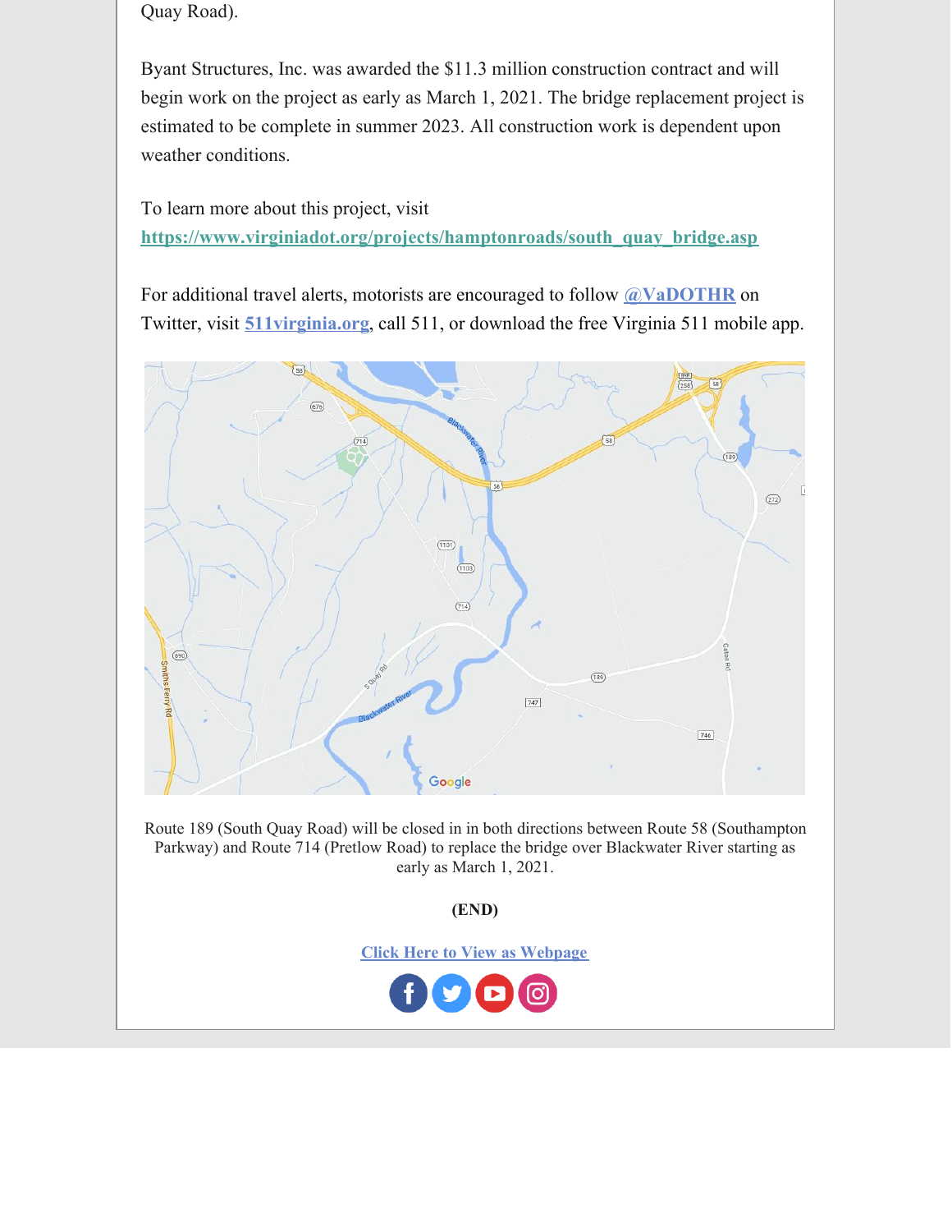Quay Road).

Byant Structures, Inc. was awarded the $11.3 million construction contract and will begin work on the project as early as March 1, 2021. The bridge replacement project is estimated to be complete in summer 2023. All construction work is dependent upon weather conditions.

To learn more about this project, visit **https://www.virginiadot.org/projects/hamptonroads/south_quay_bridge.asp**

For additional travel alerts, motorists are encouraged to follow **@VaDOTHR** on Twitter, visit **511virginia.org**, call 511, or download the free Virginia 511 mobile app.

Route 189 (South Quay Road) will be closed in in both directions between Route 58 (Southampton Parkway) and Route 714 (Pretlow Road) to replace the bridge over Blackwater River starting as early as March 1, 2021.

**(END)**

Click Here to View as Webpage